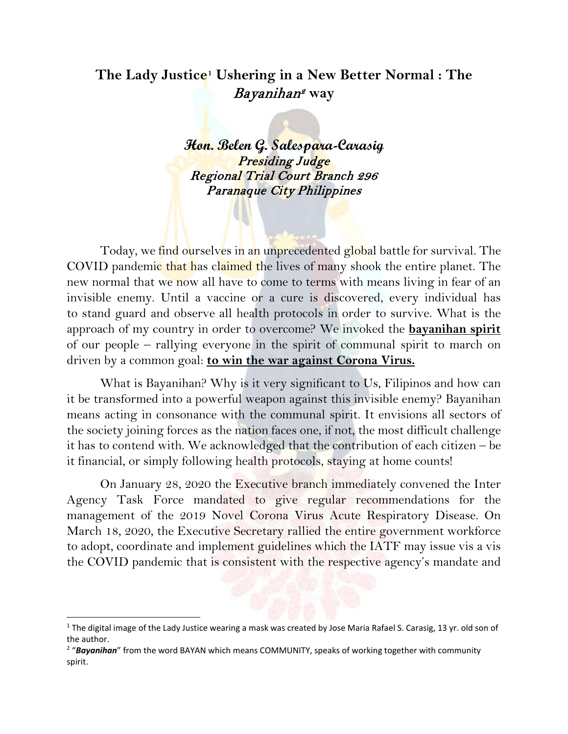# The Lady Justice[1] Ushering in a New Better Normal : The *Bayanihan*[2] way

***Hon. Belen G. Salespara-Carasig***
*Presiding Judge*
*Regional Trial Court Branch 296*
*Paranaque City Philippines*

Today, we find ourselves in an unprecedented global battle for survival. The COVID pandemic that has claimed the lives of many shook the entire planet. The new normal that we now all have to come to terms with means living in fear of an invisible enemy. Until a vaccine or a cure is discovered, every individual has to stand guard and observe all health protocols in order to survive. What is the approach of my country in order to overcome? We invoked the **bayanihan spirit** of our people – rallying everyone in the spirit of communal spirit to march on driven by a common goal: **to win the war against Corona Virus.**

What is Bayanihan? Why is it very significant to Us, Filipinos and how can it be transformed into a powerful weapon against this invisible enemy? Bayanihan means acting in consonance with the communal spirit. It envisions all sectors of the society joining forces as the nation faces one, if not, the most difficult challenge it has to contend with. We acknowledged that the contribution of each citizen – be it financial, or simply following health protocols, staying at home counts!

On January 28, 2020 the Executive branch immediately convened the Inter Agency Task Force mandated to give regular recommendations for the management of the 2019 Novel Corona Virus Acute Respiratory Disease. On March 18, 2020, the Executive Secretary rallied the entire government workforce to adopt, coordinate and implement guidelines which the IATF may issue vis a vis the COVID pandemic that is consistent with the respective agency's mandate and

---

[1] The digital image of the Lady Justice wearing a mask was created by Jose Maria Rafael S. Carasig, 13 yr. old son of the author.

[2] "***Bayanihan***" from the word BAYAN which means COMMUNITY, speaks of working together with community spirit.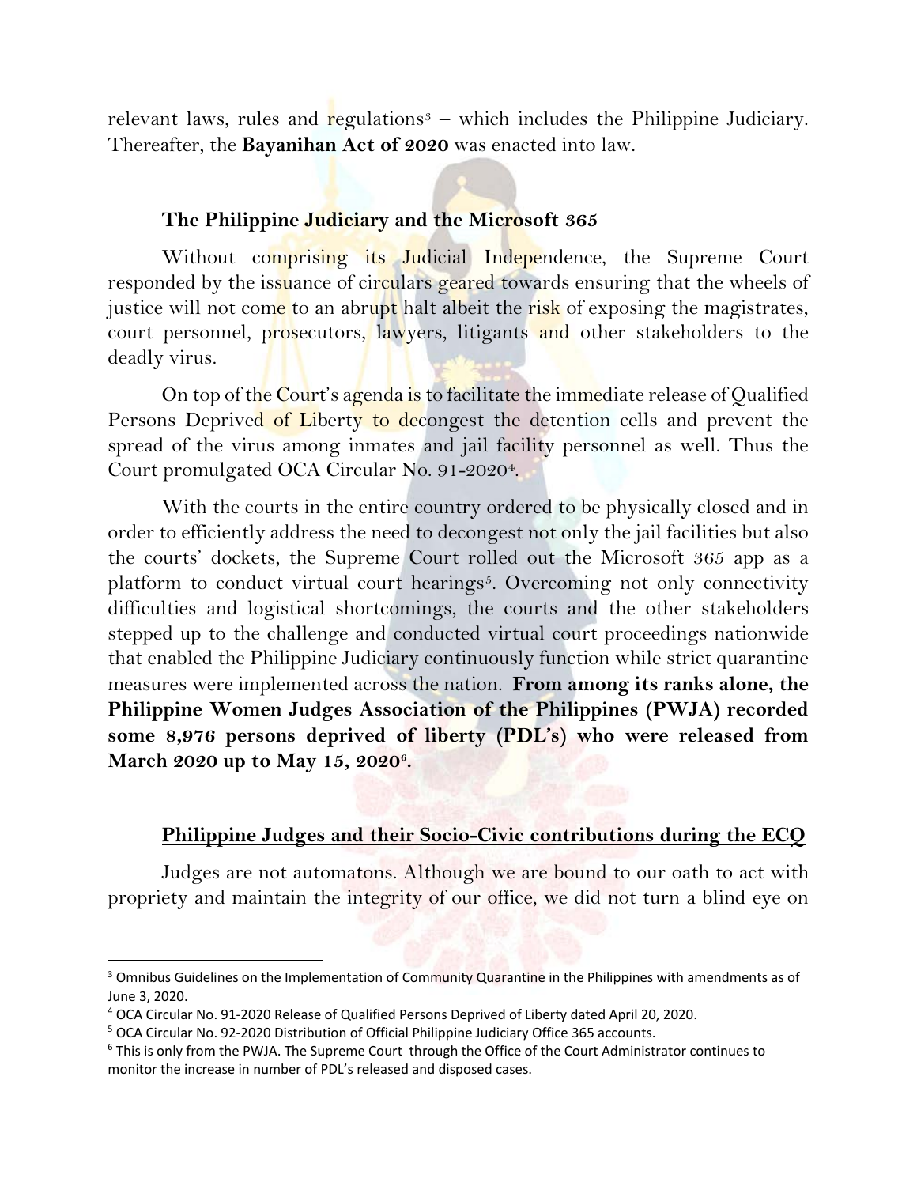relevant laws, rules and regulations[3] – which includes the Philippine Judiciary. Thereafter, the **Bayanihan Act of 2020** was enacted into law.

## The Philippine Judiciary and the Microsoft 365

Without comprising its Judicial Independence, the Supreme Court responded by the issuance of circulars geared towards ensuring that the wheels of justice will not come to an abrupt halt albeit the risk of exposing the magistrates, court personnel, prosecutors, lawyers, litigants and other stakeholders to the deadly virus.

On top of the Court's agenda is to facilitate the immediate release of Qualified Persons Deprived of Liberty to decongest the detention cells and prevent the spread of the virus among inmates and jail facility personnel as well. Thus the Court promulgated OCA Circular No. 91-2020[4].

With the courts in the entire country ordered to be physically closed and in order to efficiently address the need to decongest not only the jail facilities but also the courts' dockets, the Supreme Court rolled out the Microsoft 365 app as a platform to conduct virtual court hearings[5]. Overcoming not only connectivity difficulties and logistical shortcomings, the courts and the other stakeholders stepped up to the challenge and conducted virtual court proceedings nationwide that enabled the Philippine Judiciary continuously function while strict quarantine measures were implemented across the nation. **From among its ranks alone, the Philippine Women Judges Association of the Philippines (PWJA) recorded some 8,976 persons deprived of liberty (PDL's) who were released from March 2020 up to May 15, 2020[6].**

## Philippine Judges and their Socio-Civic contributions during the ECQ

Judges are not automatons. Although we are bound to our oath to act with propriety and maintain the integrity of our office, we did not turn a blind eye on

---

[3] Omnibus Guidelines on the Implementation of Community Quarantine in the Philippines with amendments as of June 3, 2020.

[4] OCA Circular No. 91-2020 Release of Qualified Persons Deprived of Liberty dated April 20, 2020.

[5] OCA Circular No. 92-2020 Distribution of Official Philippine Judiciary Office 365 accounts.

[6] This is only from the PWJA. The Supreme Court through the Office of the Court Administrator continues to monitor the increase in number of PDL's released and disposed cases.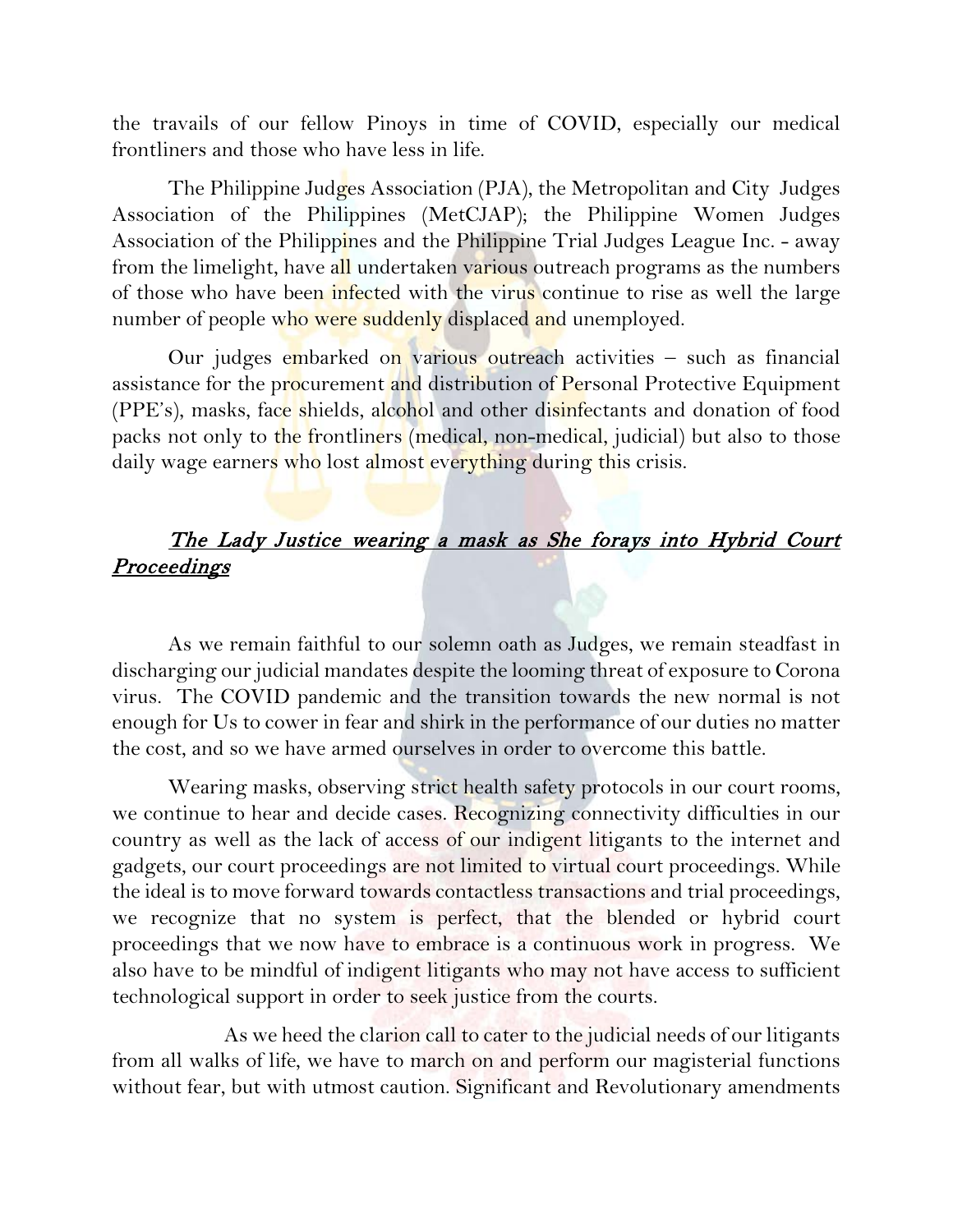the travails of our fellow Pinoys in time of COVID, especially our medical frontliners and those who have less in life.

The Philippine Judges Association (PJA), the Metropolitan and City Judges Association of the Philippines (MetCJAP); the Philippine Women Judges Association of the Philippines and the Philippine Trial Judges League Inc. - away from the limelight, have all undertaken various outreach programs as the numbers of those who have been infected with the virus continue to rise as well the large number of people who were suddenly displaced and unemployed.

Our judges embarked on various outreach activities – such as financial assistance for the procurement and distribution of Personal Protective Equipment (PPE's), masks, face shields, alcohol and other disinfectants and donation of food packs not only to the frontliners (medical, non-medical, judicial) but also to those daily wage earners who lost almost everything during this crisis.

## *The Lady Justice wearing a mask as She forays into Hybrid Court Proceedings*

As we remain faithful to our solemn oath as Judges, we remain steadfast in discharging our judicial mandates despite the looming threat of exposure to Corona virus. The COVID pandemic and the transition towards the new normal is not enough for Us to cower in fear and shirk in the performance of our duties no matter the cost, and so we have armed ourselves in order to overcome this battle.

Wearing masks, observing strict health safety protocols in our court rooms, we continue to hear and decide cases. Recognizing connectivity difficulties in our country as well as the lack of access of our indigent litigants to the internet and gadgets, our court proceedings are not limited to virtual court proceedings. While the ideal is to move forward towards contactless transactions and trial proceedings, we recognize that no system is perfect, that the blended or hybrid court proceedings that we now have to embrace is a continuous work in progress. We also have to be mindful of indigent litigants who may not have access to sufficient technological support in order to seek justice from the courts.

As we heed the clarion call to cater to the judicial needs of our litigants from all walks of life, we have to march on and perform our magisterial functions without fear, but with utmost caution. Significant and Revolutionary amendments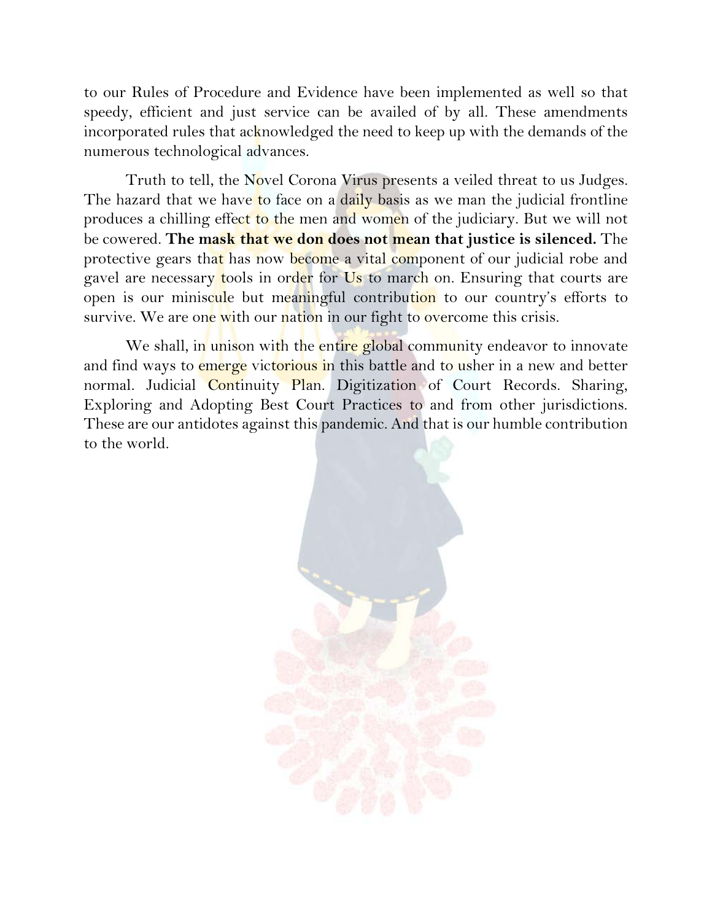to our Rules of Procedure and Evidence have been implemented as well so that speedy, efficient and just service can be availed of by all. These amendments incorporated rules that acknowledged the need to keep up with the demands of the numerous technological advances.

Truth to tell, the Novel Corona Virus presents a veiled threat to us Judges. The hazard that we have to face on a daily basis as we man the judicial frontline produces a chilling effect to the men and women of the judiciary. But we will not be cowered. **The mask that we don does not mean that justice is silenced.** The protective gears that has now become a vital component of our judicial robe and gavel are necessary tools in order for Us to march on. Ensuring that courts are open is our miniscule but meaningful contribution to our country's efforts to survive. We are one with our nation in our fight to overcome this crisis.

We shall, in unison with the entire global community endeavor to innovate and find ways to emerge victorious in this battle and to usher in a new and better normal. Judicial Continuity Plan. Digitization of Court Records. Sharing, Exploring and Adopting Best Court Practices to and from other jurisdictions. These are our antidotes against this pandemic. And that is our humble contribution to the world.